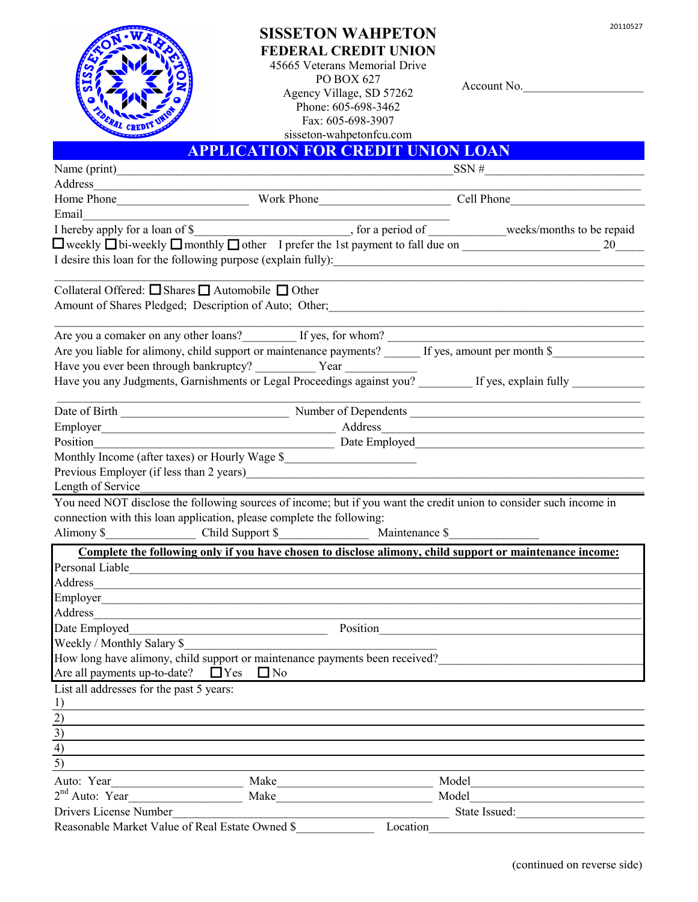20110527

# SISSETON WAHPETON
## FEDERAL CREDIT UNION

45665 Veterans Memorial Drive
PO BOX 627
Agency Village, SD 57262
Phone: 605-698-3462
Fax: 605-698-3907
sisseton-wahpetonfcu.com

Account No.____________________

## APPLICATION FOR CREDIT UNION LOAN

Name (print)________________________________________________________ SSN #__________________________

Address_____________________________________________________________________________________________

Home Phone_____________________ Work Phone_____________________ Cell Phone______________________

Email_______________________________________________________________

I hereby apply for a loan of $________________________, for a period of ____________weeks/months to be repaid

☐ weekly ☐ bi-weekly ☐ monthly ☐ other I prefer the 1st payment to fall due on ______________________ 20_____

I desire this loan for the following purpose (explain fully):___________________________________________________

_____________________________________________________________________________________________

Collateral Offered: ☐ Shares ☐ Automobile ☐ Other

Amount of Shares Pledged; Description of Auto; Other;__________________________________________________

_____________________________________________________________________________________________

Are you a comaker on any other loans?________ If yes, for whom? _________________________________________

Are you liable for alimony, child support or maintenance payments? ______ If yes, amount per month $______________

Have you ever been through bankruptcy? _________ Year ___________

Have you any Judgments, Garnishments or Legal Proceedings against you? ________ If yes, explain fully ___________

_____________________________________________________________________________________________

Date of Birth __________________________ Number of Dependents _____________________________________

Employer______________________________________ Address_____________________________________________

Position______________________________________ Date Employed_______________________________________

Monthly Income (after taxes) or Hourly Wage $____________________

Previous Employer (if less than 2 years)____________________________________________________________

Length of Service_______________________________________________________________________________

You need NOT disclose the following sources of income; but if you want the credit union to consider such income in connection with this loan application, please complete the following:

Alimony $______________ Child Support $______________ Maintenance $______________

**Complete the following only if you have chosen to disclose alimony, child support or maintenance income:**

Personal Liable_____________________________________________________________________________________

Address____________________________________________________________________________________________

Employer___________________________________________________________________________________________

Address____________________________________________________________________________________________

Date Employed________________________________ Position_____________________________________________

Weekly / Monthly Salary $__________________________________________

How long have alimony, child support or maintenance payments been received?___________________________

Are all payments up-to-date? ☐ Yes ☐ No

List all addresses for the past 5 years:

1)

2)

3)

4)

5)

Auto: Year____________________ Make________________________ Model___________________________

2nd Auto: Year_________________ Make________________________ Model___________________________

Drivers License Number_____________________________________________ State Issued:___________________

Reasonable Market Value of Real Estate Owned $____________ Location__________________________________

(continued on reverse side)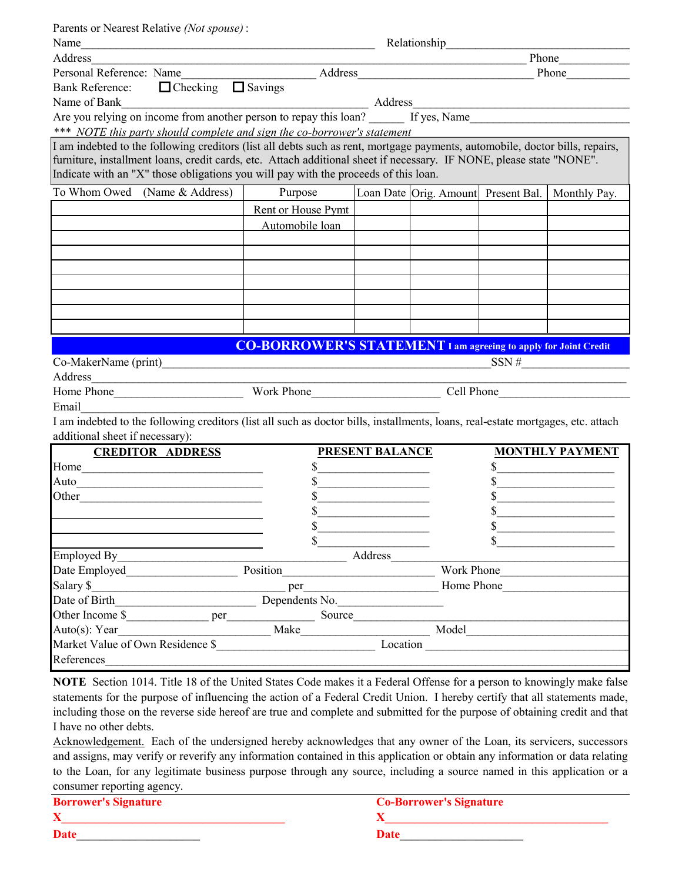Parents or Nearest Relative *(Not spouse)* :

Name\_\_\_\_\_\_\_\_\_\_\_\_\_\_\_\_\_\_\_\_\_\_\_\_\_\_\_\_\_\_\_\_\_\_\_\_\_\_\_\_\_\_\_\_\_ Relationship\_\_\_\_\_\_\_\_\_\_\_\_\_\_\_\_\_\_\_\_\_\_\_\_\_\_\_\_

Address\_\_\_\_\_\_\_\_\_\_\_\_\_\_\_\_\_\_\_\_\_\_\_\_\_\_\_\_\_\_\_\_\_\_\_\_\_\_\_\_\_\_\_\_\_\_\_\_\_\_\_\_\_\_\_\_\_\_\_\_\_\_\_\_\_ Phone\_\_\_\_\_\_\_\_\_\_

Personal Reference: Name\_\_\_\_\_\_\_\_\_\_\_\_\_\_\_\_\_\_\_\_ Address\_\_\_\_\_\_\_\_\_\_\_\_\_\_\_\_\_\_\_\_\_\_\_\_\_\_ Phone\_\_\_\_\_\_\_\_\_\_

Bank Reference: ☐ Checking ☐ Savings

Name of Bank\_\_\_\_\_\_\_\_\_\_\_\_\_\_\_\_\_\_\_\_\_\_\_\_\_\_\_\_\_\_\_\_\_\_\_\_\_\_ Address\_\_\_\_\_\_\_\_\_\_\_\_\_\_\_\_\_\_\_\_\_\_\_\_\_\_\_\_\_\_\_\_\_

Are you relying on income from another person to repay this loan? \_\_\_\_\_\_ If yes, Name\_\_\_\_\_\_\_\_\_\_\_\_\_\_\_\_\_\_\_\_\_\_\_\_

*\*\*\* NOTE this party should complete and sign the co-borrower's statement*

I am indebted to the following creditors (list all debts such as rent, mortgage payments, automobile, doctor bills, repairs, furniture, installment loans, credit cards, etc. Attach additional sheet if necessary. IF NONE, please state "NONE". Indicate with an "X" those obligations you will pay with the proceeds of this loan.

| To Whom Owed (Name & Address) | Purpose | Loan Date | Orig. Amount | Present Bal. | Monthly Pay. |
|---|---|---|---|---|---|
| | Rent or House Pymt | | | | |
| | Automobile loan | | | | |
| | | | | | |
| | | | | | |
| | | | | | |
| | | | | | |
| | | | | | |
| | | | | | |
| | | | | | |

## CO-BORROWER'S STATEMENT **I am agreeing to apply for Joint Credit**

Co-MakerName (print)\_\_\_\_\_\_\_\_\_\_\_\_\_\_\_\_\_\_\_\_\_\_\_\_\_\_\_\_\_\_\_\_\_\_\_\_\_\_\_\_\_\_\_\_\_\_\_\_\_ SSN #\_\_\_\_\_\_\_\_\_\_\_\_\_\_\_\_

Address\_\_\_\_\_\_\_\_\_\_\_\_\_\_\_\_\_\_\_\_\_\_\_\_\_\_\_\_\_\_\_\_\_\_\_\_\_\_\_\_\_\_\_\_\_\_\_\_\_\_\_\_\_\_\_\_\_\_\_\_\_\_\_\_\_\_\_\_\_\_\_\_\_\_\_\_\_\_\_\_

Home Phone\_\_\_\_\_\_\_\_\_\_\_\_\_\_\_\_\_\_\_ Work Phone\_\_\_\_\_\_\_\_\_\_\_\_\_\_\_\_\_\_\_ Cell Phone\_\_\_\_\_\_\_\_\_\_\_\_\_\_\_\_\_\_\_\_

Email\_\_\_\_\_\_\_\_\_\_\_\_\_\_\_\_\_\_\_\_\_\_\_\_\_\_\_\_\_\_\_\_\_\_\_\_\_\_\_\_\_\_\_\_\_\_\_\_\_\_\_\_\_\_

I am indebted to the following creditors (list all such as doctor bills, installments, loans, real-estate mortgages, etc. attach additional sheet if necessary):

| CREDITOR ADDRESS | PRESENT BALANCE | MONTHLY PAYMENT |
|---|---|---|
| Home\_\_\_\_\_\_\_\_\_\_\_\_\_\_\_\_\_\_\_\_ | $\_\_\_\_\_\_\_\_\_\_\_\_\_\_\_\_ | $\_\_\_\_\_\_\_\_\_\_\_\_\_\_\_\_ |
| Auto\_\_\_\_\_\_\_\_\_\_\_\_\_\_\_\_\_\_\_\_ | $\_\_\_\_\_\_\_\_\_\_\_\_\_\_\_\_ | $\_\_\_\_\_\_\_\_\_\_\_\_\_\_\_\_ |
| Other\_\_\_\_\_\_\_\_\_\_\_\_\_\_\_\_\_\_\_ | $\_\_\_\_\_\_\_\_\_\_\_\_\_\_\_\_ | $\_\_\_\_\_\_\_\_\_\_\_\_\_\_\_\_ |
| \_\_\_\_\_\_\_\_\_\_\_\_\_\_\_\_\_\_\_\_\_\_\_ | $\_\_\_\_\_\_\_\_\_\_\_\_\_\_\_\_ | $\_\_\_\_\_\_\_\_\_\_\_\_\_\_\_\_ |
| \_\_\_\_\_\_\_\_\_\_\_\_\_\_\_\_\_\_\_\_\_\_\_ | $\_\_\_\_\_\_\_\_\_\_\_\_\_\_\_\_ | $\_\_\_\_\_\_\_\_\_\_\_\_\_\_\_\_ |
| \_\_\_\_\_\_\_\_\_\_\_\_\_\_\_\_\_\_\_\_\_\_\_ | $\_\_\_\_\_\_\_\_\_\_\_\_\_\_\_\_ | $\_\_\_\_\_\_\_\_\_\_\_\_\_\_\_\_ |

Employed By\_\_\_\_\_\_\_\_\_\_\_\_\_\_\_\_\_\_\_\_\_\_\_\_\_\_\_\_\_\_\_\_\_\_ Address\_\_\_\_\_\_\_\_\_\_\_\_\_\_\_\_\_\_\_\_\_\_\_\_\_\_\_\_\_\_\_\_\_\_

Date Employed\_\_\_\_\_\_\_\_\_\_\_\_\_\_\_\_ Position\_\_\_\_\_\_\_\_\_\_\_\_\_\_\_\_\_\_\_\_\_\_ Work Phone\_\_\_\_\_\_\_\_\_\_\_\_\_\_\_\_\_\_

Salary $\_\_\_\_\_\_\_\_\_\_\_\_\_\_\_\_\_\_\_\_\_\_\_\_\_\_\_\_\_\_ per\_\_\_\_\_\_\_\_\_\_\_\_\_\_\_\_\_\_\_\_ Home Phone\_\_\_\_\_\_\_\_\_\_\_\_\_\_\_\_\_\_

Date of Birth\_\_\_\_\_\_\_\_\_\_\_\_\_\_\_\_\_\_\_\_\_ Dependents No.\_\_\_\_\_\_\_\_\_\_\_\_\_\_\_\_

Other Income $\_\_\_\_\_\_\_\_\_\_\_\_ per\_\_\_\_\_\_\_\_\_\_\_\_ Source\_\_\_\_\_\_\_\_\_\_\_\_\_\_\_\_\_\_\_\_\_\_\_\_\_\_\_\_\_\_\_\_\_\_\_\_\_\_\_\_\_

Auto(s): Year\_\_\_\_\_\_\_\_\_\_\_\_\_\_\_\_\_\_\_\_\_\_\_ Make\_\_\_\_\_\_\_\_\_\_\_\_\_\_\_\_\_\_\_\_\_ Model\_\_\_\_\_\_\_\_\_\_\_\_\_\_\_\_\_\_\_\_\_\_\_\_\_

Market Value of Own Residence $\_\_\_\_\_\_\_\_\_\_\_\_\_\_\_\_\_\_\_\_\_\_\_\_ Location \_\_\_\_\_\_\_\_\_\_\_\_\_\_\_\_\_\_\_\_\_\_\_\_\_\_\_\_\_\_\_

References\_\_\_\_\_\_\_\_\_\_\_\_\_\_\_\_\_\_\_\_\_\_\_\_\_\_\_\_\_\_\_\_\_\_\_\_\_\_\_\_\_\_\_\_\_\_\_\_\_\_\_\_\_\_\_\_\_\_\_\_\_\_\_\_\_\_\_\_\_\_\_\_\_\_\_\_\_\_\_

**NOTE** Section 1014. Title 18 of the United States Code makes it a Federal Offense for a person to knowingly make false statements for the purpose of influencing the action of a Federal Credit Union. I hereby certify that all statements made, including those on the reverse side hereof are true and complete and submitted for the purpose of obtaining credit and that I have no other debts.

Acknowledgement. Each of the undersigned hereby acknowledges that any owner of the Loan, its servicers, successors and assigns, may verify or reverify any information contained in this application or obtain any information or data relating to the Loan, for any legitimate business purpose through any source, including a source named in this application or a consumer reporting agency.

**Borrower's Signature**

**X**\_\_\_\_\_\_\_\_\_\_\_\_\_\_\_\_\_\_\_\_\_\_\_\_\_\_\_\_\_\_\_\_\_\_\_\_

**Date**\_\_\_\_\_\_\_\_\_\_\_\_\_\_\_\_\_\_\_\_

**Co-Borrower's Signature**

**X**\_\_\_\_\_\_\_\_\_\_\_\_\_\_\_\_\_\_\_\_\_\_\_\_\_\_\_\_\_\_\_\_\_\_\_\_

**Date**\_\_\_\_\_\_\_\_\_\_\_\_\_\_\_\_\_\_\_\_